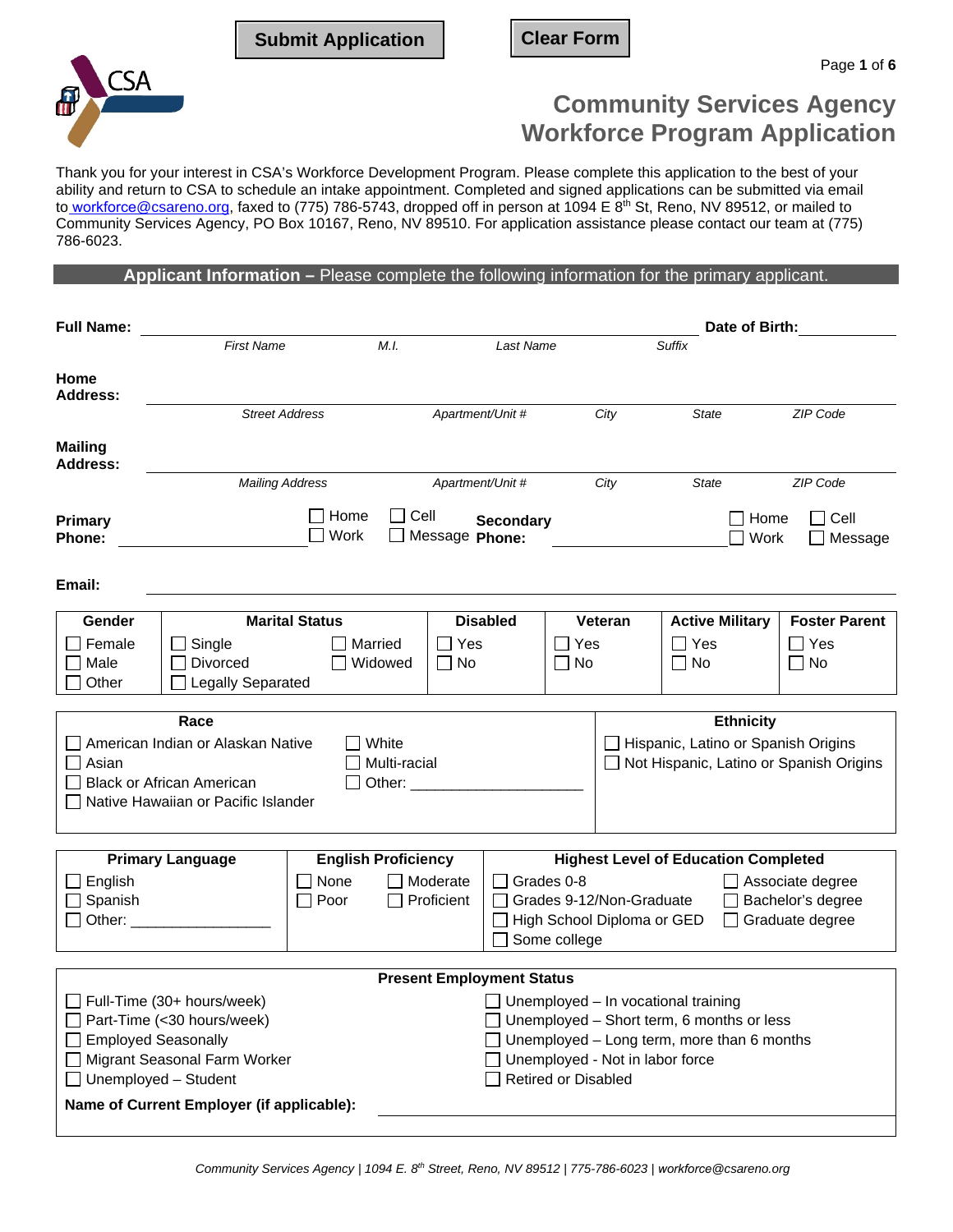Submit Application | Clear Form

# Community Services Agency
# Workforce Program Application

Thank you for your interest in CSA's Workforce Development Program. Please complete this application to the best of your ability and return to CSA to schedule an intake appointment. Completed and signed applications can be submitted via email to workforce@csareno.org, faxed to (775) 786-5743, dropped off in person at 1094 E 8th St, Reno, NV 89512, or mailed to Community Services Agency, PO Box 10167, Reno, NV 89510. For application assistance please contact our team at (775) 786-6023.

## Applicant Information – Please complete the following information for the primary applicant.

**Full Name:** ______________________________________________ **Date of Birth:** ____________

*First Name* | *M.I.* | *Last Name* | *Suffix*

**Home Address:** ______________________________________________

*Street Address* | *Apartment/Unit #* | *City* | *State* | *ZIP Code*

**Mailing Address:** ______________________________________________

*Mailing Address* | *Apartment/Unit #* | *City* | *State* | *ZIP Code*

**Primary Phone:** ______________ ☐ Home ☐ Work ☐ Cell ☐ Message  **Secondary Phone:** ______________ ☐ Home ☐ Work ☐ Cell ☐ Message

**Email:** ______________________________________________

| Gender | Marital Status | Disabled | Veteran | Active Military | Foster Parent |
|---|---|---|---|---|---|
| ☐ Female<br>☐ Male<br>☐ Other | ☐ Single ☐ Married<br>☐ Divorced ☐ Widowed<br>☐ Legally Separated | ☐ Yes<br>☐ No | ☐ Yes<br>☐ No | ☐ Yes<br>☐ No | ☐ Yes<br>☐ No |

| Race | Ethnicity |
|---|---|
| ☐ American Indian or Alaskan Native ☐ White<br>☐ Asian ☐ Multi-racial<br>☐ Black or African American ☐ Other: ____________<br>☐ Native Hawaiian or Pacific Islander | ☐ Hispanic, Latino or Spanish Origins<br>☐ Not Hispanic, Latino or Spanish Origins |

| Primary Language | English Proficiency | Highest Level of Education Completed |
|---|---|---|
| ☐ English<br>☐ Spanish<br>☐ Other: ____________ | ☐ None ☐ Moderate<br>☐ Poor ☐ Proficient | ☐ Grades 0-8 ☐ Associate degree<br>☐ Grades 9-12/Non-Graduate ☐ Bachelor's degree<br>☐ High School Diploma or GED ☐ Graduate degree<br>☐ Some college |

| Present Employment Status | |
|---|---|
| ☐ Full-Time (30+ hours/week)<br>☐ Part-Time (<30 hours/week)<br>☐ Employed Seasonally<br>☐ Migrant Seasonal Farm Worker<br>☐ Unemployed – Student | ☐ Unemployed – In vocational training<br>☐ Unemployed – Short term, 6 months or less<br>☐ Unemployed – Long term, more than 6 months<br>☐ Unemployed - Not in labor force<br>☐ Retired or Disabled |

**Name of Current Employer (if applicable):** ______________________________

*Community Services Agency | 1094 E. 8th Street, Reno, NV 89512 | 775-786-6023 | workforce@csareno.org*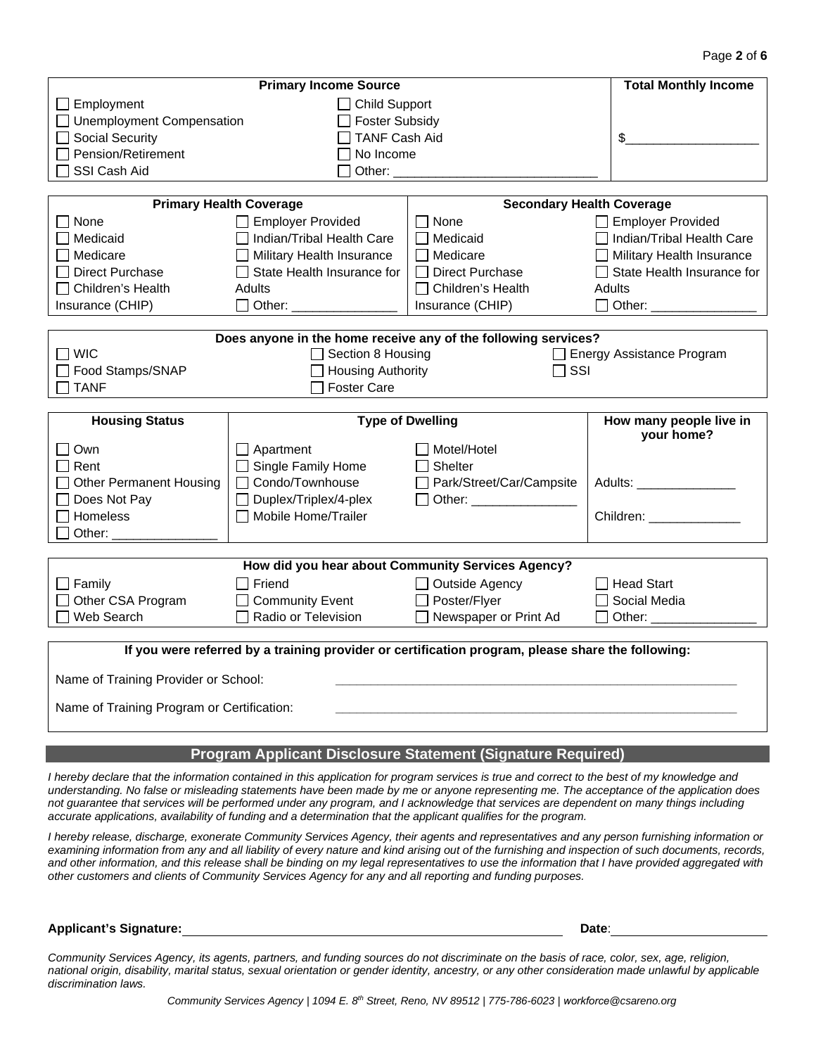| Primary Income Source | | Total Monthly Income |
|---|---|---|
| ☐ Employment | ☐ Child Support | $__________________ |
| ☐ Unemployment Compensation | ☐ Foster Subsidy | |
| ☐ Social Security | ☐ TANF Cash Aid | |
| ☐ Pension/Retirement | ☐ No Income | |
| ☐ SSI Cash Aid | ☐ Other: ____________________________ | |

| Primary Health Coverage | | Secondary Health Coverage | |
|---|---|---|---|
| ☐ None | ☐ Employer Provided | ☐ None | ☐ Employer Provided |
| ☐ Medicaid | ☐ Indian/Tribal Health Care | ☐ Medicaid | ☐ Indian/Tribal Health Care |
| ☐ Medicare | ☐ Military Health Insurance | ☐ Medicare | ☐ Military Health Insurance |
| ☐ Direct Purchase | ☐ State Health Insurance for Adults | ☐ Direct Purchase | ☐ State Health Insurance for Adults |
| ☐ Children's Health Insurance (CHIP) | ☐ Other: _______________ | ☐ Children's Health Insurance (CHIP) | ☐ Other: _______________ |

| Does anyone in the home receive any of the following services? | | |
|---|---|---|
| ☐ WIC | ☐ Section 8 Housing | ☐ Energy Assistance Program |
| ☐ Food Stamps/SNAP | ☐ Housing Authority | ☐ SSI |
| ☐ TANF | ☐ Foster Care | |

| Housing Status | Type of Dwelling | | How many people live in your home? |
|---|---|---|---|
| ☐ Own | ☐ Apartment | ☐ Motel/Hotel | |
| ☐ Rent | ☐ Single Family Home | ☐ Shelter | |
| ☐ Other Permanent Housing | ☐ Condo/Townhouse | ☐ Park/Street/Car/Campsite | Adults: ______________ |
| ☐ Does Not Pay | ☐ Duplex/Triplex/4-plex | ☐ Other: _______________ | |
| ☐ Homeless | ☐ Mobile Home/Trailer | | Children: _____________ |
| ☐ Other: _______________ | | | |

| How did you hear about Community Services Agency? | | | |
|---|---|---|---|
| ☐ Family | ☐ Friend | ☐ Outside Agency | ☐ Head Start |
| ☐ Other CSA Program | ☐ Community Event | ☐ Poster/Flyer | ☐ Social Media |
| ☐ Web Search | ☐ Radio or Television | ☐ Newspaper or Print Ad | ☐ Other: _______________ |

**If you were referred by a training provider or certification program, please share the following:**

Name of Training Provider or School: ____________________________________________________________

Name of Training Program or Certification: ____________________________________________________________

## Program Applicant Disclosure Statement (Signature Required)

*I hereby declare that the information contained in this application for program services is true and correct to the best of my knowledge and understanding. No false or misleading statements have been made by me or anyone representing me. The acceptance of the application does not guarantee that services will be performed under any program, and I acknowledge that services are dependent on many things including accurate applications, availability of funding and a determination that the applicant qualifies for the program.*

*I hereby release, discharge, exonerate Community Services Agency, their agents and representatives and any person furnishing information or examining information from any and all liability of every nature and kind arising out of the furnishing and inspection of such documents, records, and other information, and this release shall be binding on my legal representatives to use the information that I have provided aggregated with other customers and clients of Community Services Agency for any and all reporting and funding purposes.*

**Applicant's Signature:** ____________________________________________ **Date**: ____________________

*Community Services Agency, its agents, partners, and funding sources do not discriminate on the basis of race, color, sex, age, religion, national origin, disability, marital status, sexual orientation or gender identity, ancestry, or any other consideration made unlawful by applicable discrimination laws.*

*Community Services Agency | 1094 E. 8th Street, Reno, NV 89512 | 775-786-6023 | workforce@csareno.org*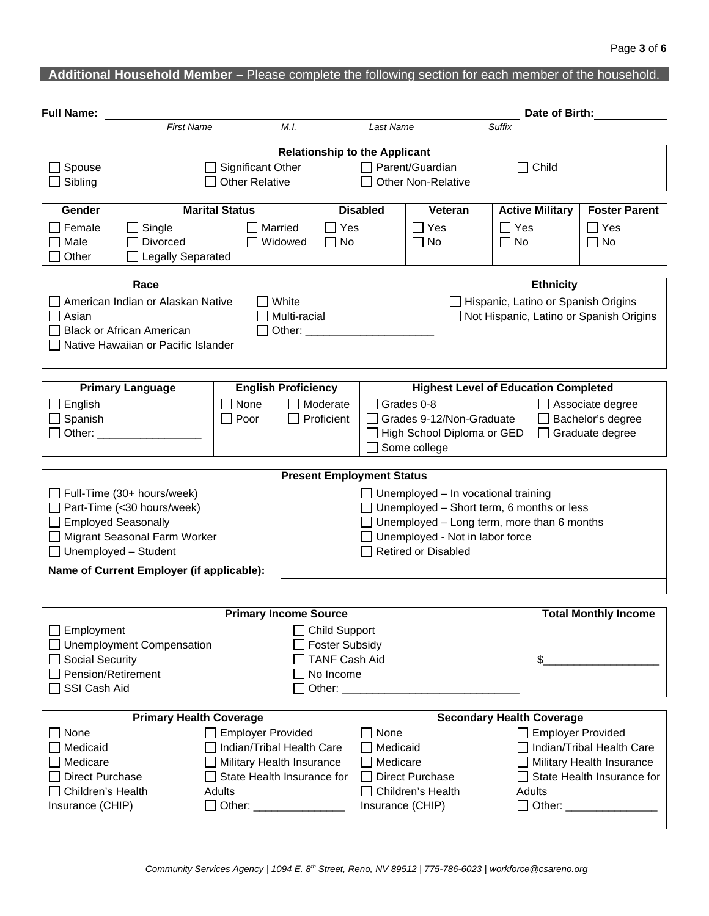## **Additional Household Member –** Please complete the following section for each member of the household.

**Full Name:** ______________________________________________ **Date of Birth:** ___________

*First Name* *M.I.* *Last Name* *Suffix*

| **Relationship to the Applicant** | | | |
|---|---|---|---|
| ☐ Spouse | ☐ Significant Other | ☐ Parent/Guardian | ☐ Child |
| ☐ Sibling | ☐ Other Relative | ☐ Other Non-Relative | |

| **Gender** | **Marital Status** | | **Disabled** | **Veteran** | **Active Military** | **Foster Parent** |
|---|---|---|---|---|---|---|
| ☐ Female | ☐ Single | ☐ Married | ☐ Yes | ☐ Yes | ☐ Yes | ☐ Yes |
| ☐ Male | ☐ Divorced | ☐ Widowed | ☐ No | ☐ No | ☐ No | ☐ No |
| ☐ Other | ☐ Legally Separated | | | | | |

| **Race** | | **Ethnicity** |
|---|---|---|
| ☐ American Indian or Alaskan Native | ☐ White | ☐ Hispanic, Latino or Spanish Origins |
| ☐ Asian | ☐ Multi-racial | ☐ Not Hispanic, Latino or Spanish Origins |
| ☐ Black or African American | ☐ Other: _____________________ | |
| ☐ Native Hawaiian or Pacific Islander | | |

| **Primary Language** | **English Proficiency** | | **Highest Level of Education Completed** | |
|---|---|---|---|---|
| ☐ English | ☐ None | ☐ Moderate | ☐ Grades 0-8 | ☐ Associate degree |
| ☐ Spanish | ☐ Poor | ☐ Proficient | ☐ Grades 9-12/Non-Graduate | ☐ Bachelor's degree |
| ☐ Other: _________________ | | | ☐ High School Diploma or GED | ☐ Graduate degree |
| | | | ☐ Some college | |

| **Present Employment Status** | |
|---|---|
| ☐ Full-Time (30+ hours/week) | ☐ Unemployed – In vocational training |
| ☐ Part-Time (<30 hours/week) | ☐ Unemployed – Short term, 6 months or less |
| ☐ Employed Seasonally | ☐ Unemployed – Long term, more than 6 months |
| ☐ Migrant Seasonal Farm Worker | ☐ Unemployed - Not in labor force |
| ☐ Unemployed – Student | ☐ Retired or Disabled |
| **Name of Current Employer (if applicable):** ______________________________ | |

| **Primary Income Source** | | **Total Monthly Income** |
|---|---|---|
| ☐ Employment | ☐ Child Support | |
| ☐ Unemployment Compensation | ☐ Foster Subsidy | |
| ☐ Social Security | ☐ TANF Cash Aid | $___________________ |
| ☐ Pension/Retirement | ☐ No Income | |
| ☐ SSI Cash Aid | ☐ Other: _____________________________ | |

| **Primary Health Coverage** | | **Secondary Health Coverage** | |
|---|---|---|---|
| ☐ None | ☐ Employer Provided | ☐ None | ☐ Employer Provided |
| ☐ Medicaid | ☐ Indian/Tribal Health Care | ☐ Medicaid | ☐ Indian/Tribal Health Care |
| ☐ Medicare | ☐ Military Health Insurance | ☐ Medicare | ☐ Military Health Insurance |
| ☐ Direct Purchase | ☐ State Health Insurance for Adults | ☐ Direct Purchase | ☐ State Health Insurance for Adults |
| ☐ Children's Health Insurance (CHIP) | ☐ Other: _______________ | ☐ Children's Health Insurance (CHIP) | ☐ Other: _______________ |

*Community Services Agency | 1094 E. 8th Street, Reno, NV 89512 | 775-786-6023 | workforce@csareno.org*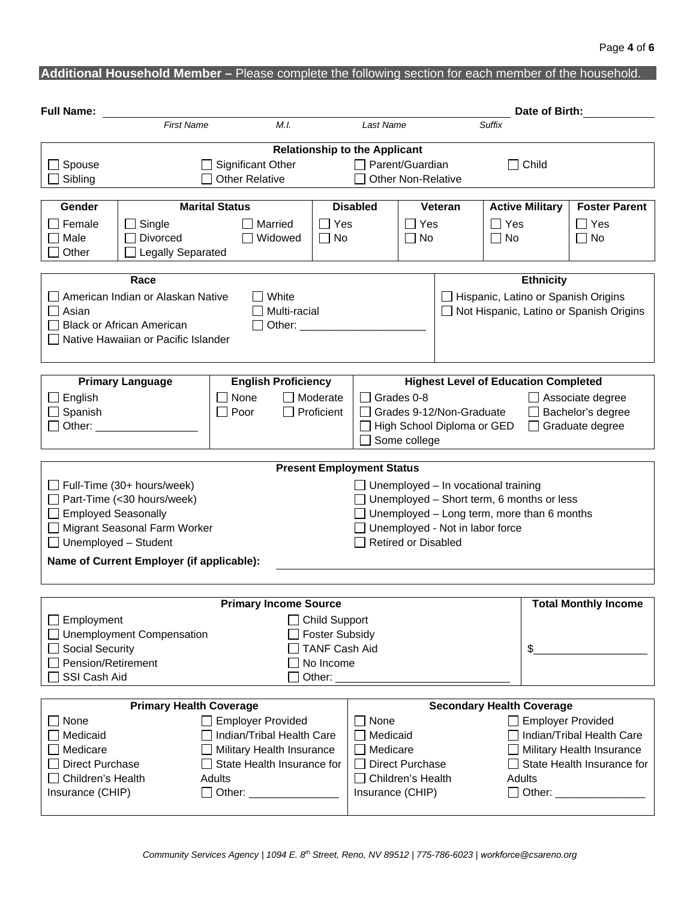## **Additional Household Member –** Please complete the following section for each member of the household.

**Full Name:** ______________________________________________ **Date of Birth:** __________

*First Name* *M.I.* *Last Name* *Suffix*

| Relationship to the Applicant | | | |
|---|---|---|---|
| ☐ Spouse | ☐ Significant Other | ☐ Parent/Guardian | ☐ Child |
| ☐ Sibling | ☐ Other Relative | ☐ Other Non-Relative | |

| Gender | Marital Status | | Disabled | Veteran | Active Military | Foster Parent |
|---|---|---|---|---|---|---|
| ☐ Female | ☐ Single | ☐ Married | ☐ Yes | ☐ Yes | ☐ Yes | ☐ Yes |
| ☐ Male | ☐ Divorced | ☐ Widowed | ☐ No | ☐ No | ☐ No | ☐ No |
| ☐ Other | ☐ Legally Separated | | | | | |

| Race | | Ethnicity |
|---|---|---|
| ☐ American Indian or Alaskan Native | ☐ White | ☐ Hispanic, Latino or Spanish Origins |
| ☐ Asian | ☐ Multi-racial | ☐ Not Hispanic, Latino or Spanish Origins |
| ☐ Black or African American | ☐ Other: ____________________ | |
| ☐ Native Hawaiian or Pacific Islander | | |

| Primary Language | English Proficiency | | Highest Level of Education Completed | |
|---|---|---|---|---|
| ☐ English | ☐ None | ☐ Moderate | ☐ Grades 0-8 | ☐ Associate degree |
| ☐ Spanish | ☐ Poor | ☐ Proficient | ☐ Grades 9-12/Non-Graduate | ☐ Bachelor's degree |
| ☐ Other: _________________ | | | ☐ High School Diploma or GED | ☐ Graduate degree |
| | | | ☐ Some college | |

| Present Employment Status | |
|---|---|
| ☐ Full-Time (30+ hours/week) | ☐ Unemployed – In vocational training |
| ☐ Part-Time (<30 hours/week) | ☐ Unemployed – Short term, 6 months or less |
| ☐ Employed Seasonally | ☐ Unemployed – Long term, more than 6 months |
| ☐ Migrant Seasonal Farm Worker | ☐ Unemployed - Not in labor force |
| ☐ Unemployed – Student | ☐ Retired or Disabled |

**Name of Current Employer (if applicable):** ______________________________________________

| Primary Income Source | | Total Monthly Income |
|---|---|---|
| ☐ Employment | ☐ Child Support | |
| ☐ Unemployment Compensation | ☐ Foster Subsidy | |
| ☐ Social Security | ☐ TANF Cash Aid | $___________________ |
| ☐ Pension/Retirement | ☐ No Income | |
| ☐ SSI Cash Aid | ☐ Other: _____________________________ | |

| Primary Health Coverage | | Secondary Health Coverage | |
|---|---|---|---|
| ☐ None | ☐ Employer Provided | ☐ None | ☐ Employer Provided |
| ☐ Medicaid | ☐ Indian/Tribal Health Care | ☐ Medicaid | ☐ Indian/Tribal Health Care |
| ☐ Medicare | ☐ Military Health Insurance | ☐ Medicare | ☐ Military Health Insurance |
| ☐ Direct Purchase | ☐ State Health Insurance for Adults | ☐ Direct Purchase | ☐ State Health Insurance for Adults |
| ☐ Children's Health Insurance (CHIP) | ☐ Other: _______________ | ☐ Children's Health Insurance (CHIP) | ☐ Other: _______________ |

*Community Services Agency | 1094 E. 8th Street, Reno, NV 89512 | 775-786-6023 | workforce@csareno.org*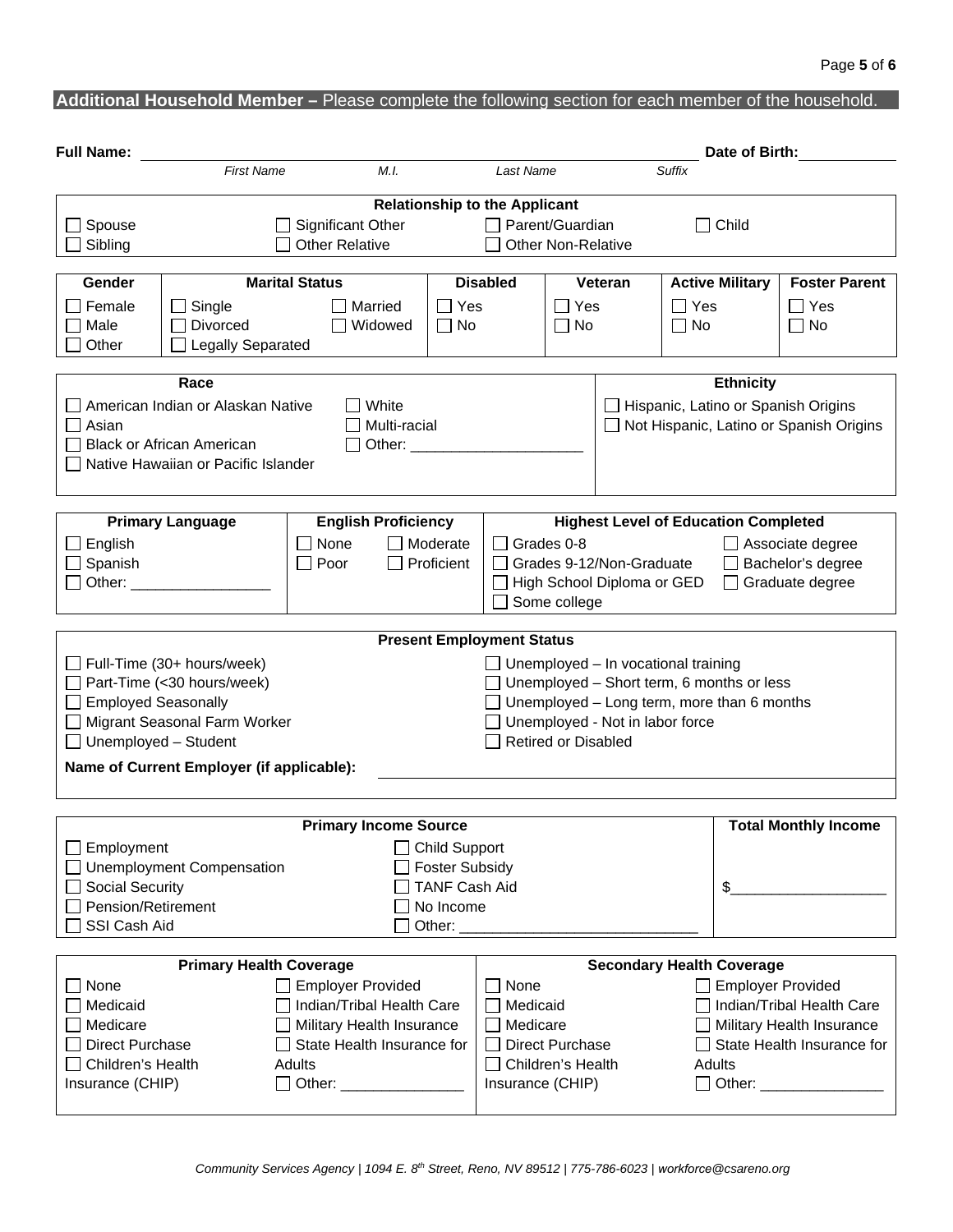## **Additional Household Member –** Please complete the following section for each member of the household.

**Full Name:** ______________________________________________ **Date of Birth:** __________

*First Name* *M.I.* *Last Name* *Suffix*

| Relationship to the Applicant | | | |
|---|---|---|---|
| ☐ Spouse | ☐ Significant Other | ☐ Parent/Guardian | ☐ Child |
| ☐ Sibling | ☐ Other Relative | ☐ Other Non-Relative | |

| Gender | Marital Status | | Disabled | Veteran | Active Military | Foster Parent |
|---|---|---|---|---|---|---|
| ☐ Female | ☐ Single | ☐ Married | ☐ Yes | ☐ Yes | ☐ Yes | ☐ Yes |
| ☐ Male | ☐ Divorced | ☐ Widowed | ☐ No | ☐ No | ☐ No | ☐ No |
| ☐ Other | ☐ Legally Separated | | | | | |

| Race | | Ethnicity |
|---|---|---|
| ☐ American Indian or Alaskan Native | ☐ White | ☐ Hispanic, Latino or Spanish Origins |
| ☐ Asian | ☐ Multi-racial | ☐ Not Hispanic, Latino or Spanish Origins |
| ☐ Black or African American | ☐ Other: ____________________ | |
| ☐ Native Hawaiian or Pacific Islander | | |

| Primary Language | English Proficiency | | Highest Level of Education Completed | |
|---|---|---|---|---|
| ☐ English | ☐ None | ☐ Moderate | ☐ Grades 0-8 | ☐ Associate degree |
| ☐ Spanish | ☐ Poor | ☐ Proficient | ☐ Grades 9-12/Non-Graduate | ☐ Bachelor's degree |
| ☐ Other: ________________ | | | ☐ High School Diploma or GED | ☐ Graduate degree |
| | | | ☐ Some college | |

| Present Employment Status | |
|---|---|
| ☐ Full-Time (30+ hours/week) | ☐ Unemployed – In vocational training |
| ☐ Part-Time (<30 hours/week) | ☐ Unemployed – Short term, 6 months or less |
| ☐ Employed Seasonally | ☐ Unemployed – Long term, more than 6 months |
| ☐ Migrant Seasonal Farm Worker | ☐ Unemployed - Not in labor force |
| ☐ Unemployed – Student | ☐ Retired or Disabled |

**Name of Current Employer (if applicable):** ______________________________________________

| Primary Income Source | | Total Monthly Income |
|---|---|---|
| ☐ Employment | ☐ Child Support | |
| ☐ Unemployment Compensation | ☐ Foster Subsidy | |
| ☐ Social Security | ☐ TANF Cash Aid | $__________________ |
| ☐ Pension/Retirement | ☐ No Income | |
| ☐ SSI Cash Aid | ☐ Other: ____________________________ | |

| Primary Health Coverage | | Secondary Health Coverage | |
|---|---|---|---|
| ☐ None | ☐ Employer Provided | ☐ None | ☐ Employer Provided |
| ☐ Medicaid | ☐ Indian/Tribal Health Care | ☐ Medicaid | ☐ Indian/Tribal Health Care |
| ☐ Medicare | ☐ Military Health Insurance | ☐ Medicare | ☐ Military Health Insurance |
| ☐ Direct Purchase | ☐ State Health Insurance for Adults | ☐ Direct Purchase | ☐ State Health Insurance for Adults |
| ☐ Children's Health Insurance (CHIP) | ☐ Other: ______________ | ☐ Children's Health Insurance (CHIP) | ☐ Other: ______________ |

*Community Services Agency | 1094 E. 8th Street, Reno, NV 89512 | 775-786-6023 | workforce@csareno.org*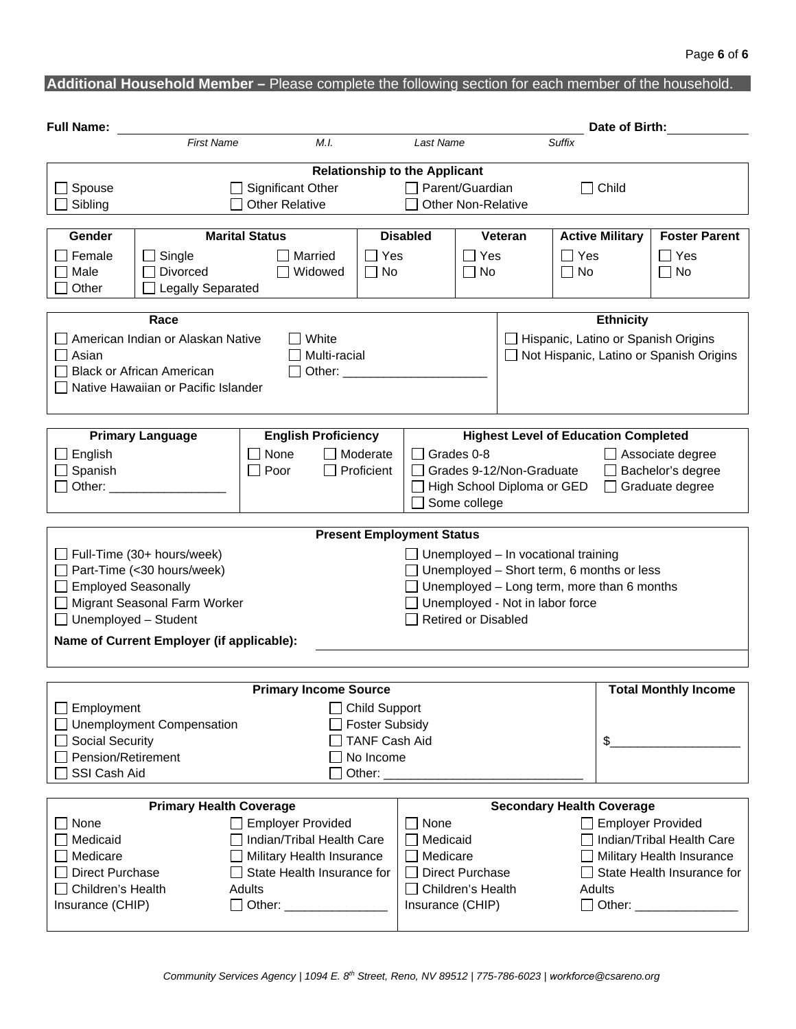## **Additional Household Member –** Please complete the following section for each member of the household.

**Full Name:** ______________________________________________ **Date of Birth:** ___________

*First Name* *M.I.* *Last Name* *Suffix*

| **Relationship to the Applicant** | | | |
|---|---|---|---|
| ☐ Spouse | ☐ Significant Other | ☐ Parent/Guardian | ☐ Child |
| ☐ Sibling | ☐ Other Relative | ☐ Other Non-Relative | |

| **Gender** | **Marital Status** | | **Disabled** | **Veteran** | **Active Military** | **Foster Parent** |
|---|---|---|---|---|---|---|
| ☐ Female | ☐ Single | ☐ Married | ☐ Yes | ☐ Yes | ☐ Yes | ☐ Yes |
| ☐ Male | ☐ Divorced | ☐ Widowed | ☐ No | ☐ No | ☐ No | ☐ No |
| ☐ Other | ☐ Legally Separated | | | | | |

| **Race** | | **Ethnicity** |
|---|---|---|
| ☐ American Indian or Alaskan Native | ☐ White | ☐ Hispanic, Latino or Spanish Origins |
| ☐ Asian | ☐ Multi-racial | ☐ Not Hispanic, Latino or Spanish Origins |
| ☐ Black or African American | ☐ Other: _____________________ | |
| ☐ Native Hawaiian or Pacific Islander | | |

| **Primary Language** | **English Proficiency** | | **Highest Level of Education Completed** | |
|---|---|---|---|---|
| ☐ English | ☐ None | ☐ Moderate | ☐ Grades 0-8 | ☐ Associate degree |
| ☐ Spanish | ☐ Poor | ☐ Proficient | ☐ Grades 9-12/Non-Graduate | ☐ Bachelor's degree |
| ☐ Other: _________________ | | | ☐ High School Diploma or GED | ☐ Graduate degree |
| | | | ☐ Some college | |

| **Present Employment Status** | |
|---|---|
| ☐ Full-Time (30+ hours/week) | ☐ Unemployed – In vocational training |
| ☐ Part-Time (<30 hours/week) | ☐ Unemployed – Short term, 6 months or less |
| ☐ Employed Seasonally | ☐ Unemployed – Long term, more than 6 months |
| ☐ Migrant Seasonal Farm Worker | ☐ Unemployed - Not in labor force |
| ☐ Unemployed – Student | ☐ Retired or Disabled |

**Name of Current Employer (if applicable):** ____________________________________________

| **Primary Income Source** | | **Total Monthly Income** |
|---|---|---|
| ☐ Employment | ☐ Child Support | |
| ☐ Unemployment Compensation | ☐ Foster Subsidy | |
| ☐ Social Security | ☐ TANF Cash Aid | $___________________ |
| ☐ Pension/Retirement | ☐ No Income | |
| ☐ SSI Cash Aid | ☐ Other: _____________________________ | |

| **Primary Health Coverage** | | **Secondary Health Coverage** | |
|---|---|---|---|
| ☐ None | ☐ Employer Provided | ☐ None | ☐ Employer Provided |
| ☐ Medicaid | ☐ Indian/Tribal Health Care | ☐ Medicaid | ☐ Indian/Tribal Health Care |
| ☐ Medicare | ☐ Military Health Insurance | ☐ Medicare | ☐ Military Health Insurance |
| ☐ Direct Purchase | ☐ State Health Insurance for Adults | ☐ Direct Purchase | ☐ State Health Insurance for Adults |
| ☐ Children's Health Insurance (CHIP) | ☐ Other: _______________ | ☐ Children's Health Insurance (CHIP) | ☐ Other: _______________ |

*Community Services Agency | 1094 E. 8th Street, Reno, NV 89512 | 775-786-6023 | workforce@csareno.org*